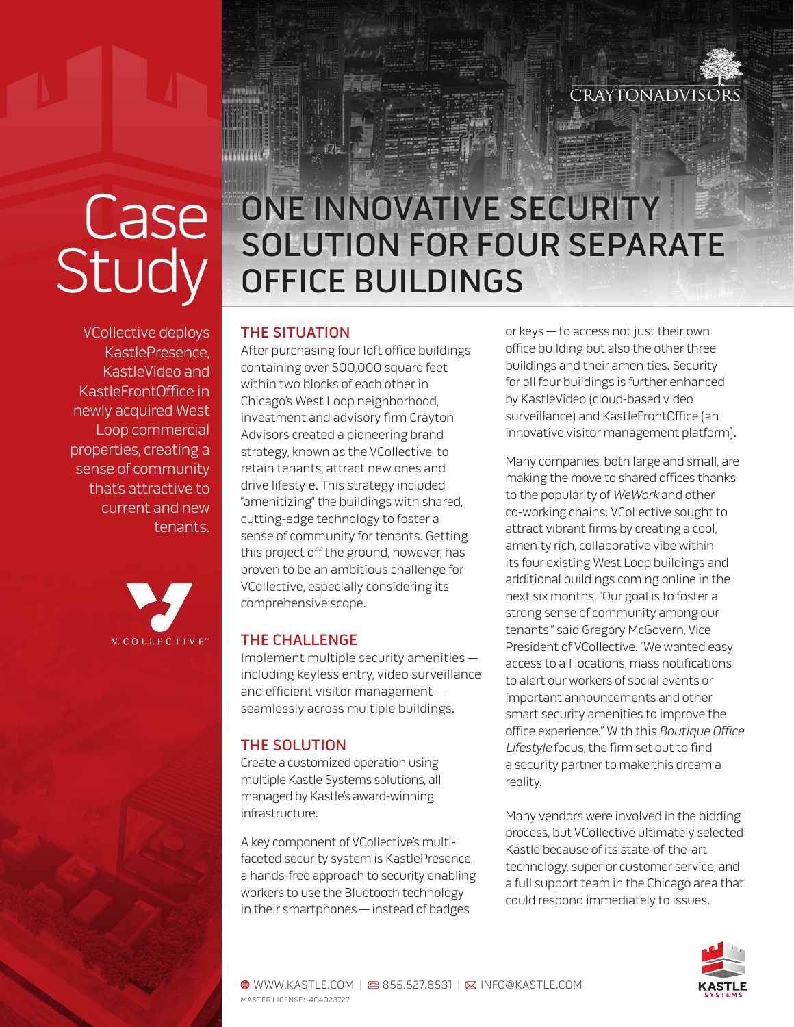# Case Study

# ONE INNOVATIVE SECURITY SOLUTION FOR FOUR SEPARATE OFFICE BUILDINGS

CRAYTONADVISORS

VCollective deploys KastlePresence, KastleVideo and KastleFrontOffice in newly acquired West Loop commercial properties, creating a sense of community that's attractive to current and new tenants.

V.COLLECTIVE™

## THE SITUATION

After purchasing four loft office buildings containing over 500,000 square feet within two blocks of each other in Chicago's West Loop neighborhood, investment and advisory firm Crayton Advisors created a pioneering brand strategy, known as the VCollective, to retain tenants, attract new ones and drive lifestyle. This strategy included "amenitizing" the buildings with shared, cutting-edge technology to foster a sense of community for tenants. Getting this project off the ground, however, has proven to be an ambitious challenge for VCollective, especially considering its comprehensive scope.

## THE CHALLENGE

Implement multiple security amenities — including keyless entry, video surveillance and efficient visitor management — seamlessly across multiple buildings.

## THE SOLUTION

Create a customized operation using multiple Kastle Systems solutions, all managed by Kastle's award-winning infrastructure.

A key component of VCollective's multi-faceted security system is KastlePresence, a hands-free approach to security enabling workers to use the Bluetooth technology in their smartphones — instead of badges or keys — to access not just their own office building but also the other three buildings and their amenities. Security for all four buildings is further enhanced by KastleVideo (cloud-based video surveillance) and KastleFrontOffice (an innovative visitor management platform).

Many companies, both large and small, are making the move to shared offices thanks to the popularity of *WeWork* and other co-working chains. VCollective sought to attract vibrant firms by creating a cool, amenity rich, collaborative vibe within its four existing West Loop buildings and additional buildings coming online in the next six months. "Our goal is to foster a strong sense of community among our tenants," said Gregory McGovern, Vice President of VCollective. "We wanted easy access to all locations, mass notifications to alert our workers of social events or important announcements and other smart security amenities to improve the office experience." With this *Boutique Office Lifestyle* focus, the firm set out to find a security partner to make this dream a reality.

Many vendors were involved in the bidding process, but VCollective ultimately selected Kastle because of its state-of-the-art technology, superior customer service, and a full support team in the Chicago area that could respond immediately to issues.

WWW.KASTLE.COM | 855.527.8531 | INFO@KASTLE.COM

MASTER LICENSE: 404023727

KASTLE SYSTEMS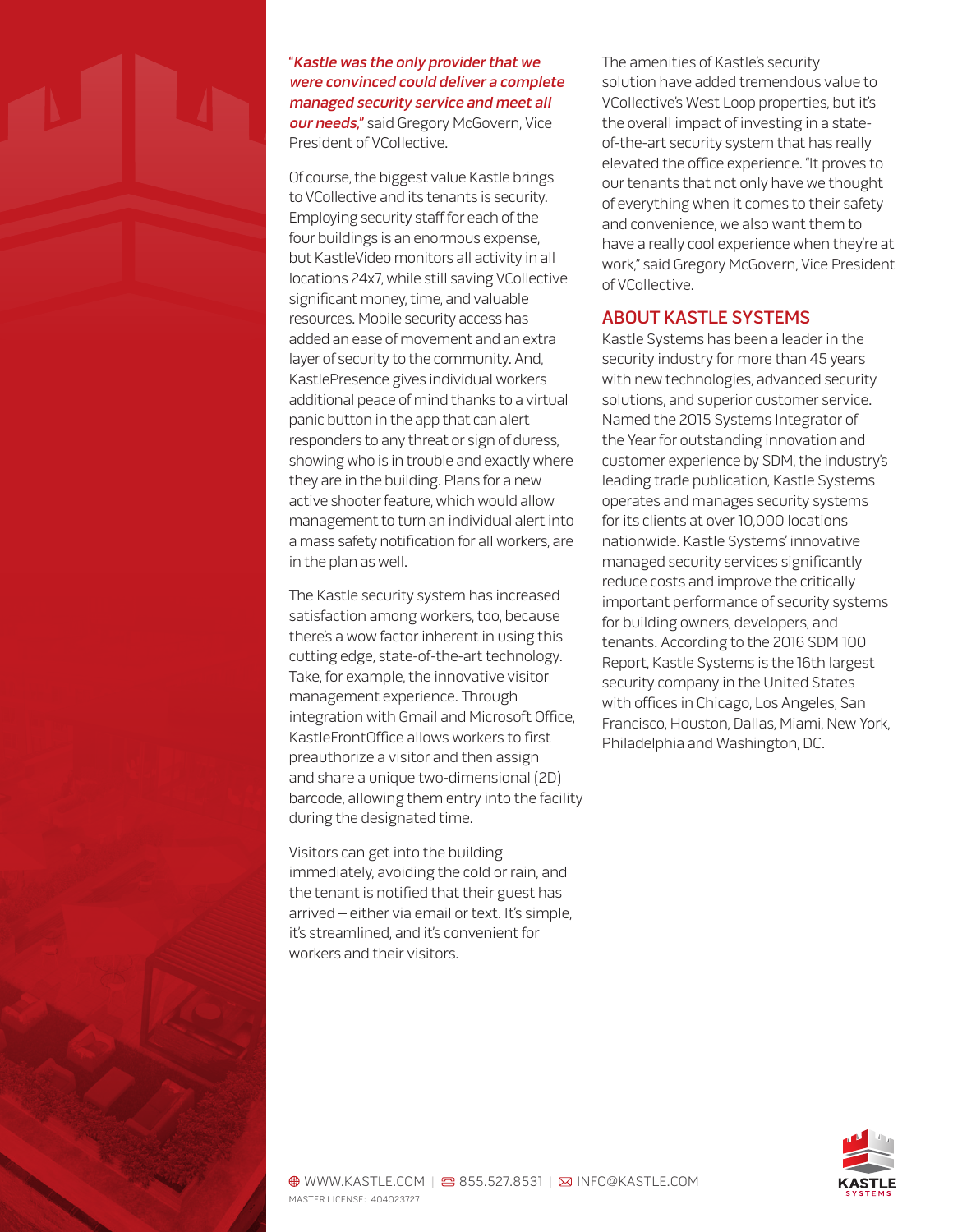"***Kastle was the only provider that we were convinced could deliver a complete managed security service and meet all our needs,***" said Gregory McGovern, Vice President of VCollective.

Of course, the biggest value Kastle brings to VCollective and its tenants is security. Employing security staff for each of the four buildings is an enormous expense, but KastleVideo monitors all activity in all locations 24x7, while still saving VCollective significant money, time, and valuable resources. Mobile security access has added an ease of movement and an extra layer of security to the community. And, KastlePresence gives individual workers additional peace of mind thanks to a virtual panic button in the app that can alert responders to any threat or sign of duress, showing who is in trouble and exactly where they are in the building. Plans for a new active shooter feature, which would allow management to turn an individual alert into a mass safety notification for all workers, are in the plan as well.

The Kastle security system has increased satisfaction among workers, too, because there's a wow factor inherent in using this cutting edge, state-of-the-art technology. Take, for example, the innovative visitor management experience. Through integration with Gmail and Microsoft Office, KastleFrontOffice allows workers to first preauthorize a visitor and then assign and share a unique two-dimensional (2D) barcode, allowing them entry into the facility during the designated time.

Visitors can get into the building immediately, avoiding the cold or rain, and the tenant is notified that their guest has arrived – either via email or text. It's simple, it's streamlined, and it's convenient for workers and their visitors.

The amenities of Kastle's security solution have added tremendous value to VCollective's West Loop properties, but it's the overall impact of investing in a state-of-the-art security system that has really elevated the office experience. "It proves to our tenants that not only have we thought of everything when it comes to their safety and convenience, we also want them to have a really cool experience when they're at work," said Gregory McGovern, Vice President of VCollective.

## ABOUT KASTLE SYSTEMS

Kastle Systems has been a leader in the security industry for more than 45 years with new technologies, advanced security solutions, and superior customer service. Named the 2015 Systems Integrator of the Year for outstanding innovation and customer experience by SDM, the industry's leading trade publication, Kastle Systems operates and manages security systems for its clients at over 10,000 locations nationwide. Kastle Systems' innovative managed security services significantly reduce costs and improve the critically important performance of security systems for building owners, developers, and tenants. According to the 2016 SDM 100 Report, Kastle Systems is the 16th largest security company in the United States with offices in Chicago, Los Angeles, San Francisco, Houston, Dallas, Miami, New York, Philadelphia and Washington, DC.

WWW.KASTLE.COM | 855.527.8531 | INFO@KASTLE.COM
MASTER LICENSE: 404023727

KASTLE SYSTEMS